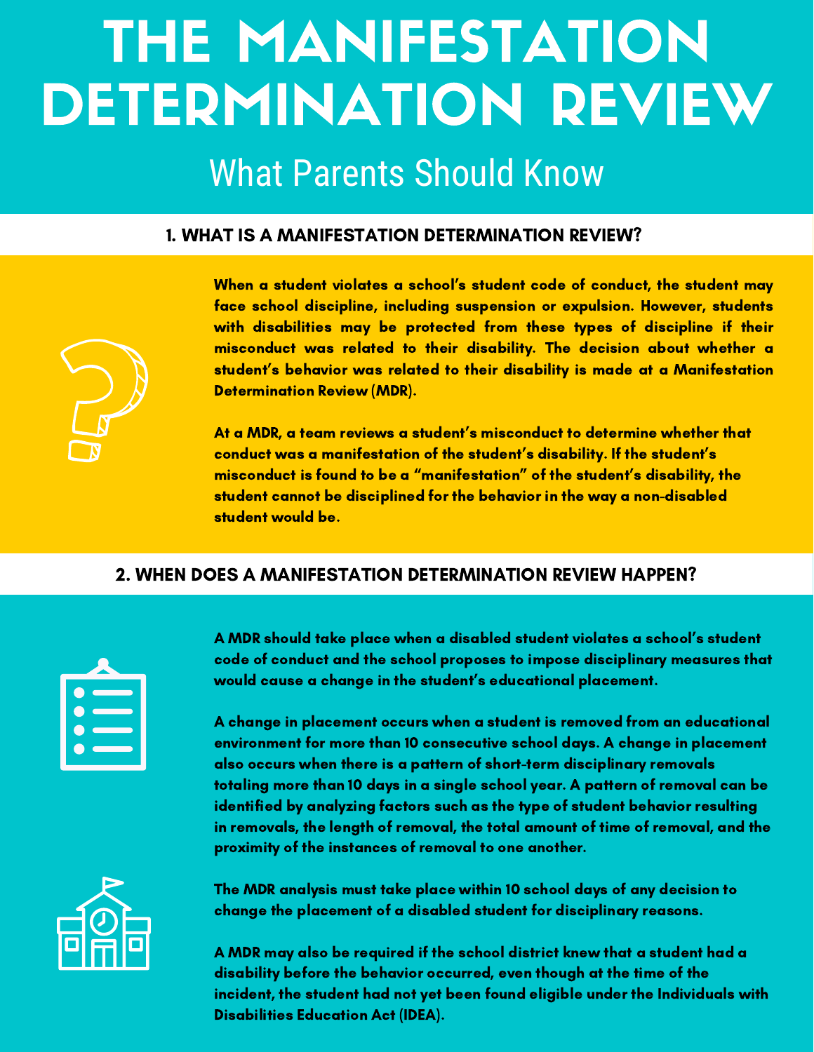# THE MANIFESTATION DETERMINATION REVIEW

## What Parents Should Know

### 1. WHAT IS A MANIFESTATION DETERMINATION REVIEW?

**When a student violates a school's student code of conduct, the student may face school discipline, including suspension or expulsion. However, students with disabilities may be protected from these types of discipline if their misconduct was related to their disability. The decision about whether a student's behavior was related to their disability is made at a Manifestation Determination Review (MDR).**

**At a MDR, a team reviews a student's misconduct to determine whether that conduct was a manifestation of the student's disability. If the student's misconduct is found to be a "manifestation" of the student's disability, the student cannot be disciplined for the behavior in the way a non-disabled student would be.**

### 2. WHEN DOES A MANIFESTATION DETERMINATION REVIEW HAPPEN?

**A MDR should take place when a disabled student violates a school's student code of conduct and the school proposes to impose disciplinary measures that would cause a change in the student's educational placement.**

**A change in placement occurs when a student is removed from an educational environment for more than 10 consecutive school days. A change in placement also occurs when there is a pattern of short-term disciplinary removals totaling more than 10 days in a single school year. A pattern of removal can be identified by analyzing factors such as the type of student behavior resulting in removals, the length of removal, the total amount of time of removal, and the proximity of the instances of removal to one another.**

**The MDR analysis must take place within 10 school days of any decision to change the placement of a disabled student for disciplinary reasons.**

**A MDR may also be required if the school district knew that a student had a disability before the behavior occurred, even though at the time of the incident, the student had not yet been found eligible under the Individuals with Disabilities Education Act (IDEA).**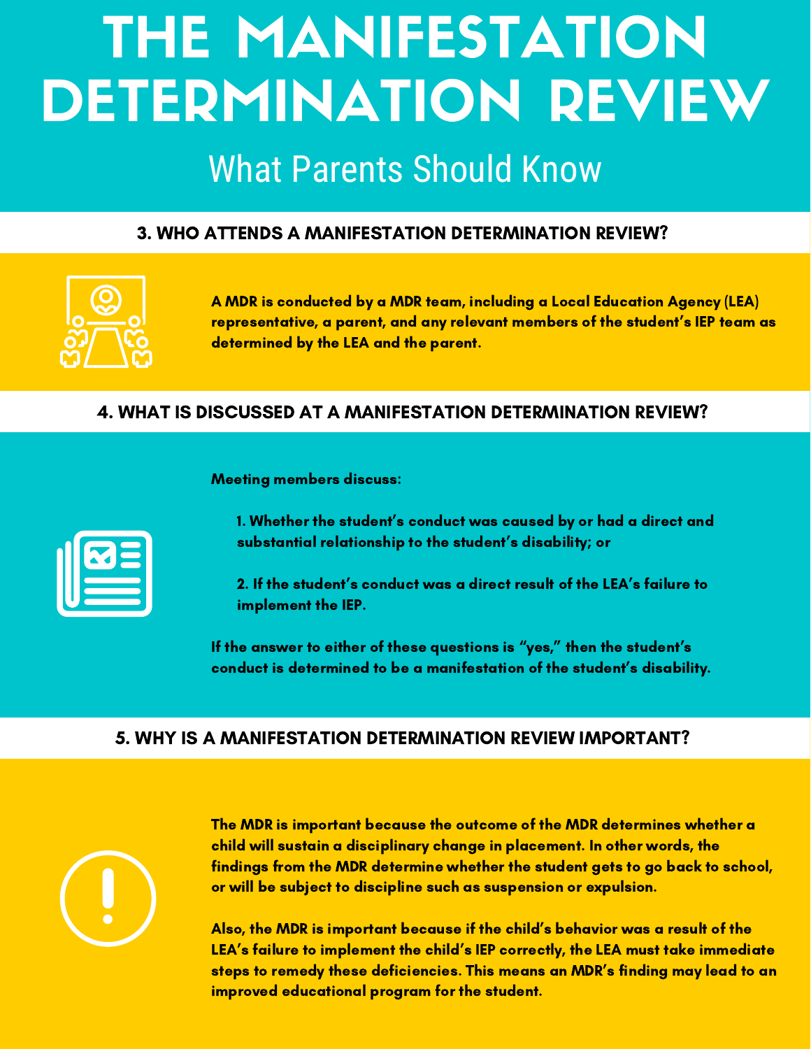# THE MANIFESTATION DETERMINATION REVIEW

## What Parents Should Know

### 3. WHO ATTENDS A MANIFESTATION DETERMINATION REVIEW?

**A MDR is conducted by a MDR team, including a Local Education Agency (LEA) representative, a parent, and any relevant members of the student's IEP team as determined by the LEA and the parent.**

### 4. WHAT IS DISCUSSED AT A MANIFESTATION DETERMINATION REVIEW?

**Meeting members discuss:**

1. **Whether the student's conduct was caused by or had a direct and substantial relationship to the student's disability; or**
2. **If the student's conduct was a direct result of the LEA's failure to implement the IEP.**

**If the answer to either of these questions is "yes," then the student's conduct is determined to be a manifestation of the student's disability.**

### 5. WHY IS A MANIFESTATION DETERMINATION REVIEW IMPORTANT?

**The MDR is important because the outcome of the MDR determines whether a child will sustain a disciplinary change in placement. In other words, the findings from the MDR determine whether the student gets to go back to school, or will be subject to discipline such as suspension or expulsion.**

**Also, the MDR is important because if the child's behavior was a result of the LEA's failure to implement the child's IEP correctly, the LEA must take immediate steps to remedy these deficiencies. This means an MDR's finding may lead to an improved educational program for the student.**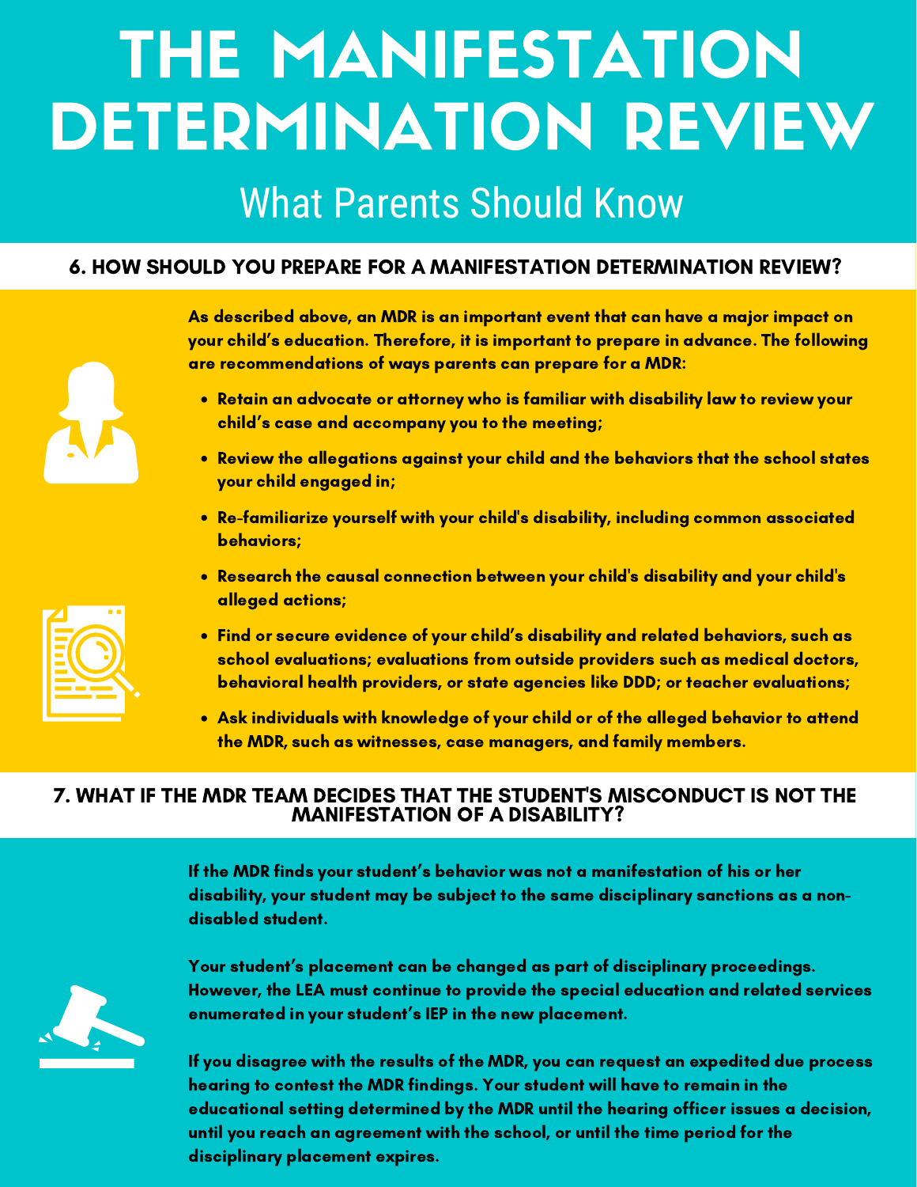# THE MANIFESTATION DETERMINATION REVIEW

## What Parents Should Know

### 6. HOW SHOULD YOU PREPARE FOR A MANIFESTATION DETERMINATION REVIEW?

As described above, an MDR is an important event that can have a major impact on your child's education. Therefore, it is important to prepare in advance. The following are recommendations of ways parents can prepare for a MDR:

- Retain an advocate or attorney who is familiar with disability law to review your child's case and accompany you to the meeting;
- Review the allegations against your child and the behaviors that the school states your child engaged in;
- Re-familiarize yourself with your child's disability, including common associated behaviors;
- Research the causal connection between your child's disability and your child's alleged actions;
- Find or secure evidence of your child's disability and related behaviors, such as school evaluations; evaluations from outside providers such as medical doctors, behavioral health providers, or state agencies like DDD; or teacher evaluations;
- Ask individuals with knowledge of your child or of the alleged behavior to attend the MDR, such as witnesses, case managers, and family members.

### 7. WHAT IF THE MDR TEAM DECIDES THAT THE STUDENT'S MISCONDUCT IS NOT THE MANIFESTATION OF A DISABILITY?

If the MDR finds your student's behavior was not a manifestation of his or her disability, your student may be subject to the same disciplinary sanctions as a non-disabled student.

Your student's placement can be changed as part of disciplinary proceedings. However, the LEA must continue to provide the special education and related services enumerated in your student's IEP in the new placement.

If you disagree with the results of the MDR, you can request an expedited due process hearing to contest the MDR findings. Your student will have to remain in the educational setting determined by the MDR until the hearing officer issues a decision, until you reach an agreement with the school, or until the time period for the disciplinary placement expires.